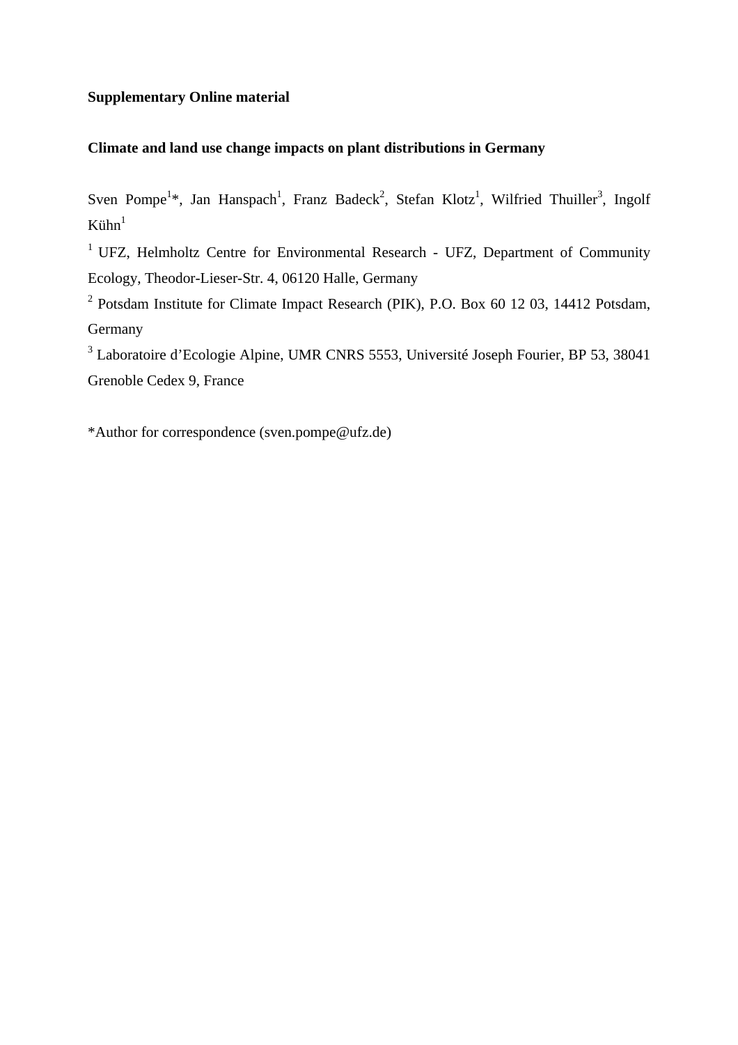**Supplementary Online material**

**Climate and land use change impacts on plant distributions in Germany**

Sven Pompe[1]*, Jan Hanspach[1], Franz Badeck[2], Stefan Klotz[1], Wilfried Thuiller[3], Ingolf Kühn[1]

[1] UFZ, Helmholtz Centre for Environmental Research - UFZ, Department of Community Ecology, Theodor-Lieser-Str. 4, 06120 Halle, Germany

[2] Potsdam Institute for Climate Impact Research (PIK), P.O. Box 60 12 03, 14412 Potsdam, Germany

[3] Laboratoire d'Ecologie Alpine, UMR CNRS 5553, Université Joseph Fourier, BP 53, 38041 Grenoble Cedex 9, France

*Author for correspondence (sven.pompe@ufz.de)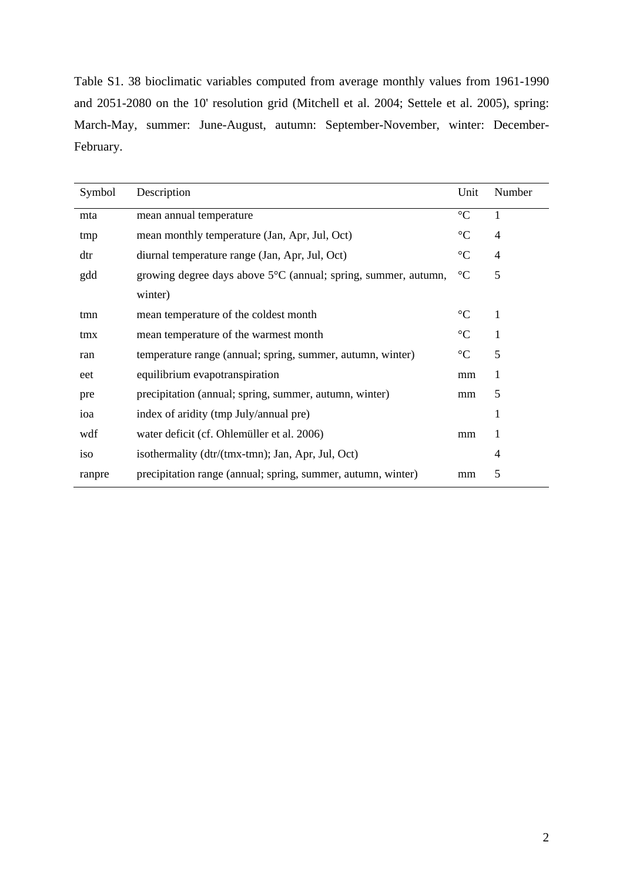Table S1. 38 bioclimatic variables computed from average monthly values from 1961-1990 and 2051-2080 on the 10' resolution grid (Mitchell et al. 2004; Settele et al. 2005), spring: March-May, summer: June-August, autumn: September-November, winter: December-February.

| Symbol | Description | Unit | Number |
|---|---|---|---|
| mta | mean annual temperature | °C | 1 |
| tmp | mean monthly temperature (Jan, Apr, Jul, Oct) | °C | 4 |
| dtr | diurnal temperature range (Jan, Apr, Jul, Oct) | °C | 4 |
| gdd | growing degree days above 5°C (annual; spring, summer, autumn, winter) | °C | 5 |
| tmn | mean temperature of the coldest month | °C | 1 |
| tmx | mean temperature of the warmest month | °C | 1 |
| ran | temperature range (annual; spring, summer, autumn, winter) | °C | 5 |
| eet | equilibrium evapotranspiration | mm | 1 |
| pre | precipitation (annual; spring, summer, autumn, winter) | mm | 5 |
| ioa | index of aridity (tmp July/annual pre) | | 1 |
| wdf | water deficit (cf. Ohlemüller et al. 2006) | mm | 1 |
| iso | isothermality (dtr/(tmx-tmn); Jan, Apr, Jul, Oct) | | 4 |
| ranpre | precipitation range (annual; spring, summer, autumn, winter) | mm | 5 |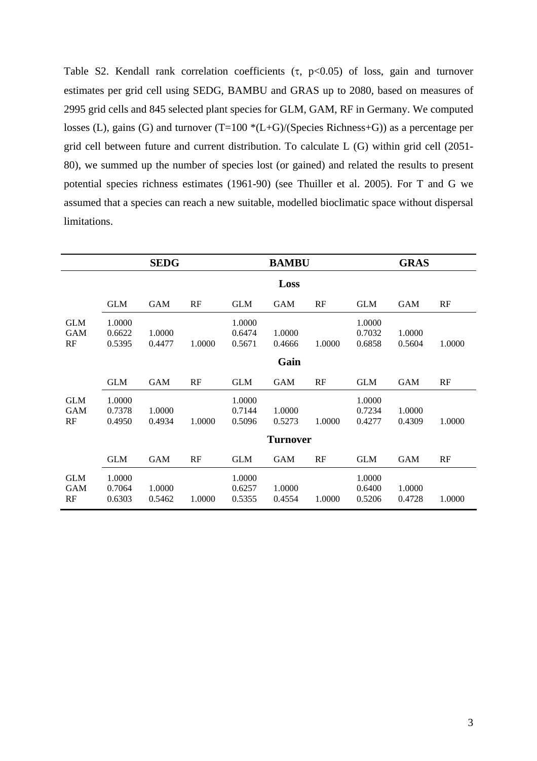Table S2. Kendall rank correlation coefficients ($\tau$, $p<0.05$) of loss, gain and turnover estimates per grid cell using SEDG, BAMBU and GRAS up to 2080, based on measures of 2995 grid cells and 845 selected plant species for GLM, GAM, RF in Germany. We computed losses (L), gains (G) and turnover (T=100 *(L+G)/(Species Richness+G)) as a percentage per grid cell between future and current distribution. To calculate L (G) within grid cell (2051-80), we summed up the number of species lost (or gained) and related the results to present potential species richness estimates (1961-90) (see Thuiller et al. 2005). For T and G we assumed that a species can reach a new suitable, modelled bioclimatic space without dispersal limitations.

| | **SEDG** | | | **BAMBU** | | | **GRAS** | | |
|---|---|---|---|---|---|---|---|---|---|
| | | | | | **Loss** | | | | |
| | GLM | GAM | RF | GLM | GAM | RF | GLM | GAM | RF |
| GLM | 1.0000 | | | 1.0000 | | | 1.0000 | | |
| GAM | 0.6622 | 1.0000 | | 0.6474 | 1.0000 | | 0.7032 | 1.0000 | |
| RF | 0.5395 | 0.4477 | 1.0000 | 0.5671 | 0.4666 | 1.0000 | 0.6858 | 0.5604 | 1.0000 |
| | | | | | **Gain** | | | | |
| | GLM | GAM | RF | GLM | GAM | RF | GLM | GAM | RF |
| GLM | 1.0000 | | | 1.0000 | | | 1.0000 | | |
| GAM | 0.7378 | 1.0000 | | 0.7144 | 1.0000 | | 0.7234 | 1.0000 | |
| RF | 0.4950 | 0.4934 | 1.0000 | 0.5096 | 0.5273 | 1.0000 | 0.4277 | 0.4309 | 1.0000 |
| | | | | | **Turnover** | | | | |
| | GLM | GAM | RF | GLM | GAM | RF | GLM | GAM | RF |
| GLM | 1.0000 | | | 1.0000 | | | 1.0000 | | |
| GAM | 0.7064 | 1.0000 | | 0.6257 | 1.0000 | | 0.6400 | 1.0000 | |
| RF | 0.6303 | 0.5462 | 1.0000 | 0.5355 | 0.4554 | 1.0000 | 0.5206 | 0.4728 | 1.0000 |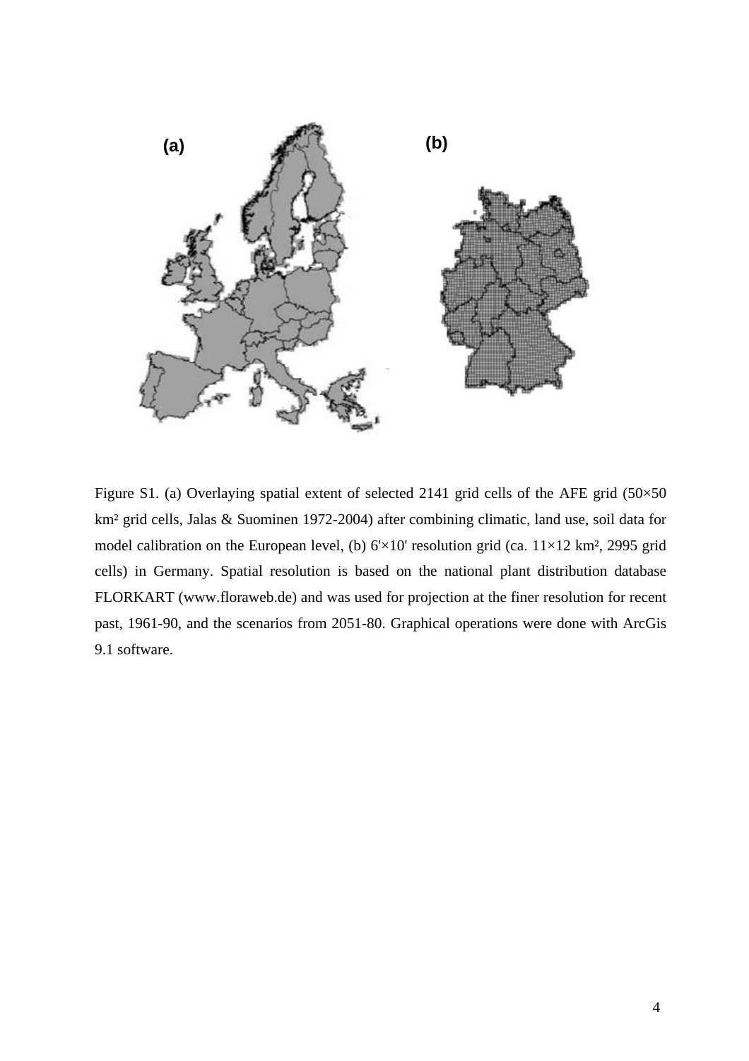(a)

(b)

Figure S1. (a) Overlaying spatial extent of selected 2141 grid cells of the AFE grid (50×50 km² grid cells, Jalas & Suominen 1972-2004) after combining climatic, land use, soil data for model calibration on the European level, (b) 6'×10' resolution grid (ca. 11×12 km², 2995 grid cells) in Germany. Spatial resolution is based on the national plant distribution database FLORKART (www.floraweb.de) and was used for projection at the finer resolution for recent past, 1961-90, and the scenarios from 2051-80. Graphical operations were done with ArcGis 9.1 software.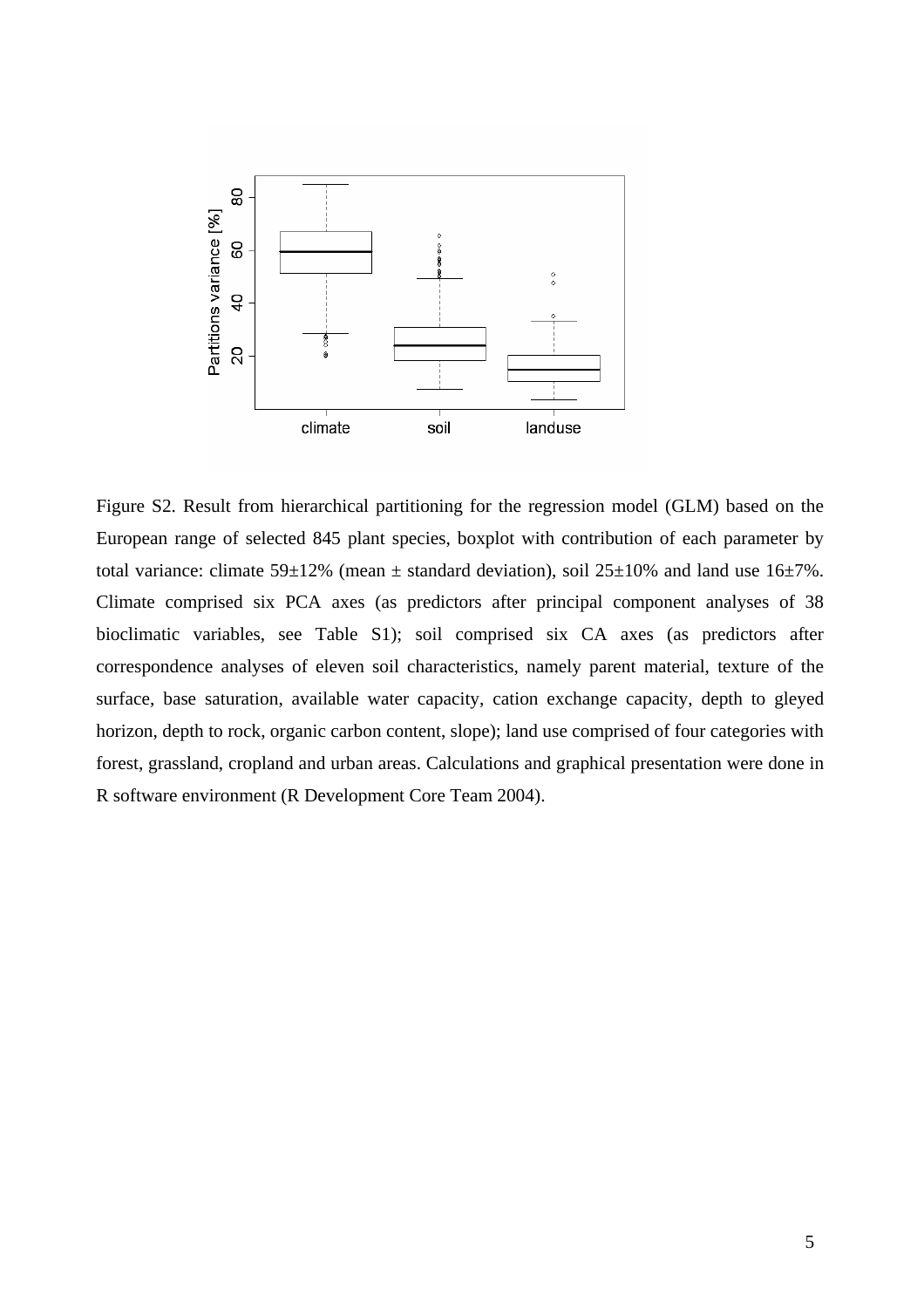Figure S2. Result from hierarchical partitioning for the regression model (GLM) based on the European range of selected 845 plant species, boxplot with contribution of each parameter by total variance: climate 59±12% (mean ± standard deviation), soil 25±10% and land use 16±7%. Climate comprised six PCA axes (as predictors after principal component analyses of 38 bioclimatic variables, see Table S1); soil comprised six CA axes (as predictors after correspondence analyses of eleven soil characteristics, namely parent material, texture of the surface, base saturation, available water capacity, cation exchange capacity, depth to gleyed horizon, depth to rock, organic carbon content, slope); land use comprised of four categories with forest, grassland, cropland and urban areas. Calculations and graphical presentation were done in R software environment (R Development Core Team 2004).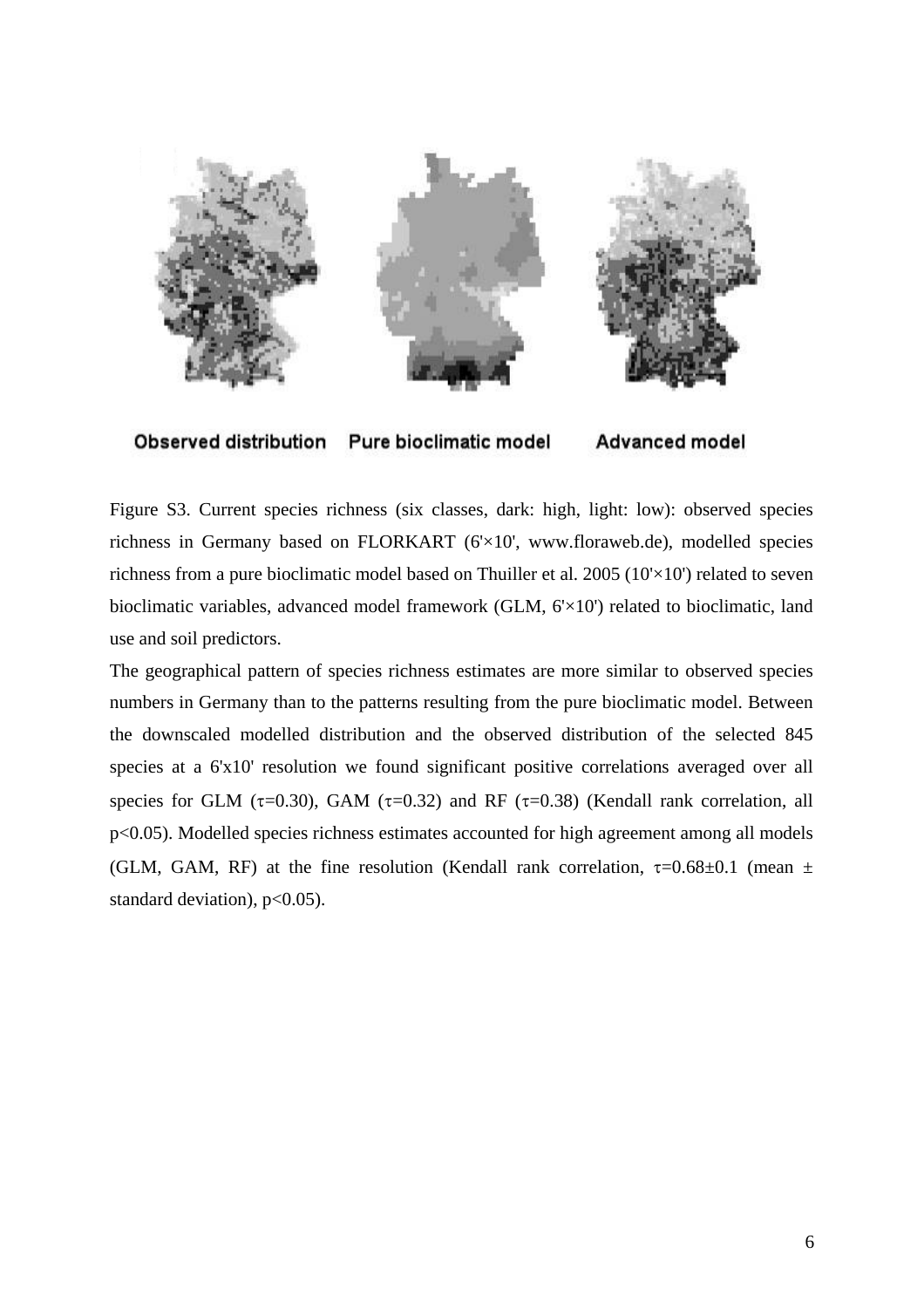Observed distribution Pure bioclimatic model Advanced model

Figure S3. Current species richness (six classes, dark: high, light: low): observed species richness in Germany based on FLORKART (6'×10', www.floraweb.de), modelled species richness from a pure bioclimatic model based on Thuiller et al. 2005 (10'×10') related to seven bioclimatic variables, advanced model framework (GLM, 6'×10') related to bioclimatic, land use and soil predictors.

The geographical pattern of species richness estimates are more similar to observed species numbers in Germany than to the patterns resulting from the pure bioclimatic model. Between the downscaled modelled distribution and the observed distribution of the selected 845 species at a 6'x10' resolution we found significant positive correlations averaged over all species for GLM ($\tau$=0.30), GAM ($\tau$=0.32) and RF ($\tau$=0.38) (Kendall rank correlation, all $p<0.05$). Modelled species richness estimates accounted for high agreement among all models (GLM, GAM, RF) at the fine resolution (Kendall rank correlation, $\tau$=0.68±0.1 (mean ± standard deviation), $p<0.05$).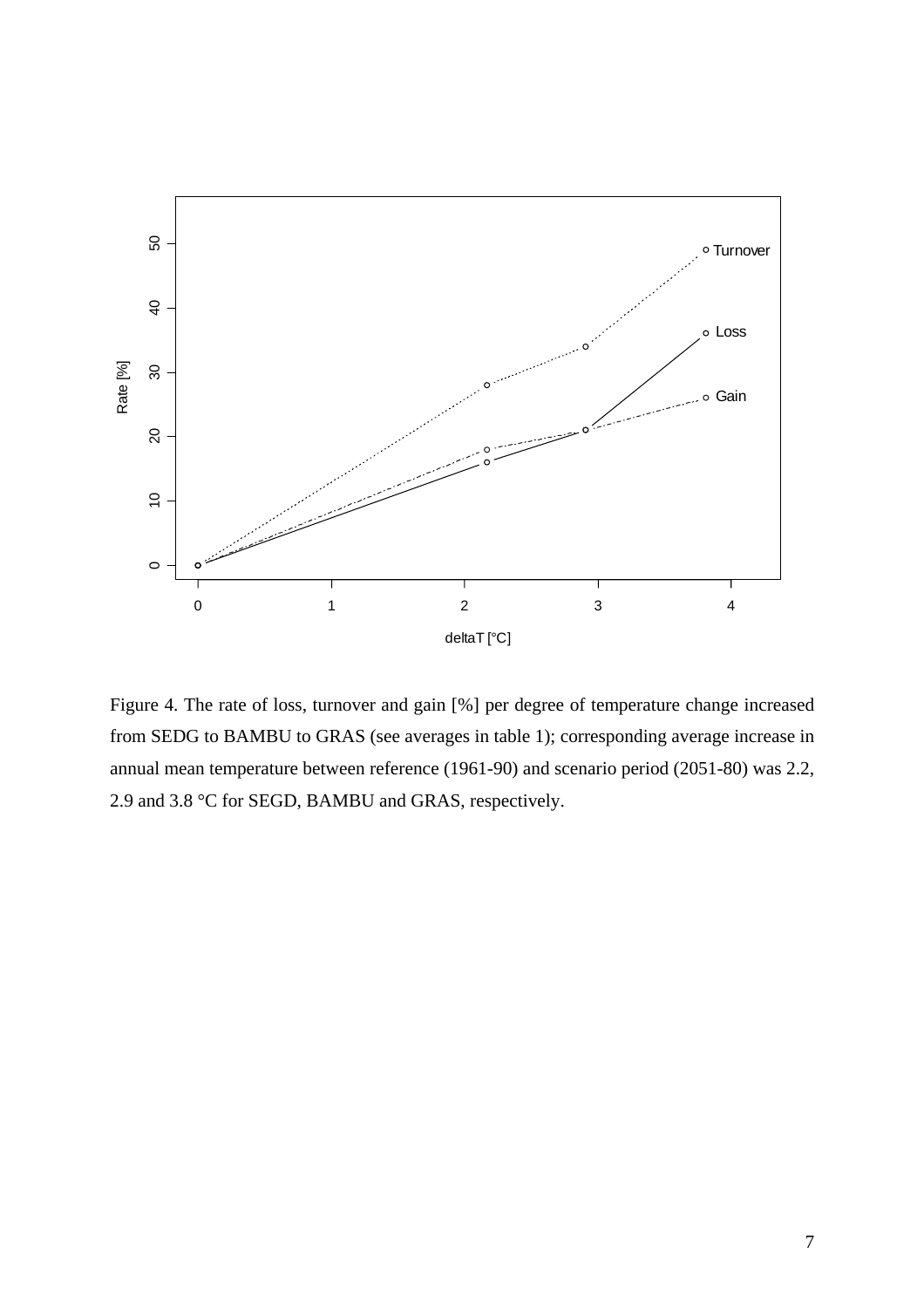Figure 4. The rate of loss, turnover and gain [%] per degree of temperature change increased from SEDG to BAMBU to GRAS (see averages in table 1); corresponding average increase in annual mean temperature between reference (1961-90) and scenario period (2051-80) was 2.2, 2.9 and 3.8 °C for SEGD, BAMBU and GRAS, respectively.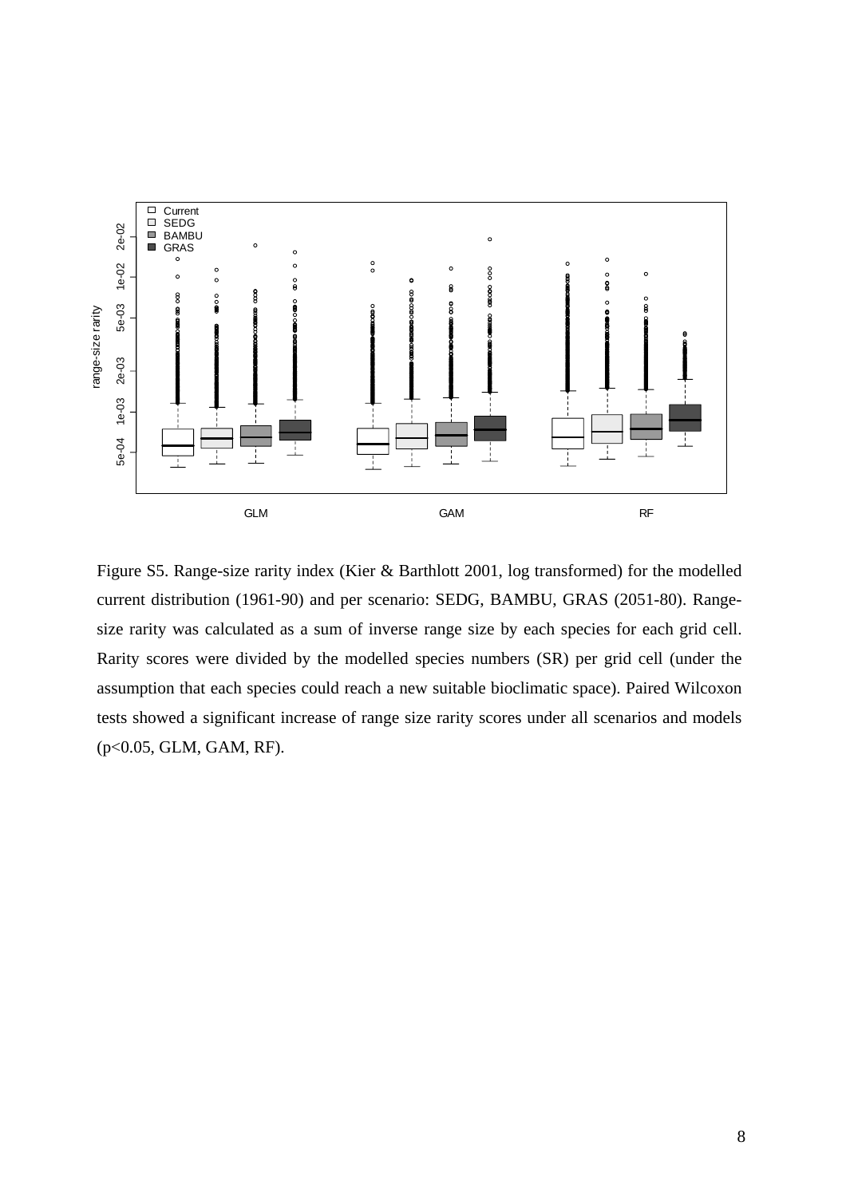Figure S5. Range-size rarity index (Kier & Barthlott 2001, log transformed) for the modelled current distribution (1961-90) and per scenario: SEDG, BAMBU, GRAS (2051-80). Range-size rarity was calculated as a sum of inverse range size by each species for each grid cell. Rarity scores were divided by the modelled species numbers (SR) per grid cell (under the assumption that each species could reach a new suitable bioclimatic space). Paired Wilcoxon tests showed a significant increase of range size rarity scores under all scenarios and models ($p<0.05$, GLM, GAM, RF).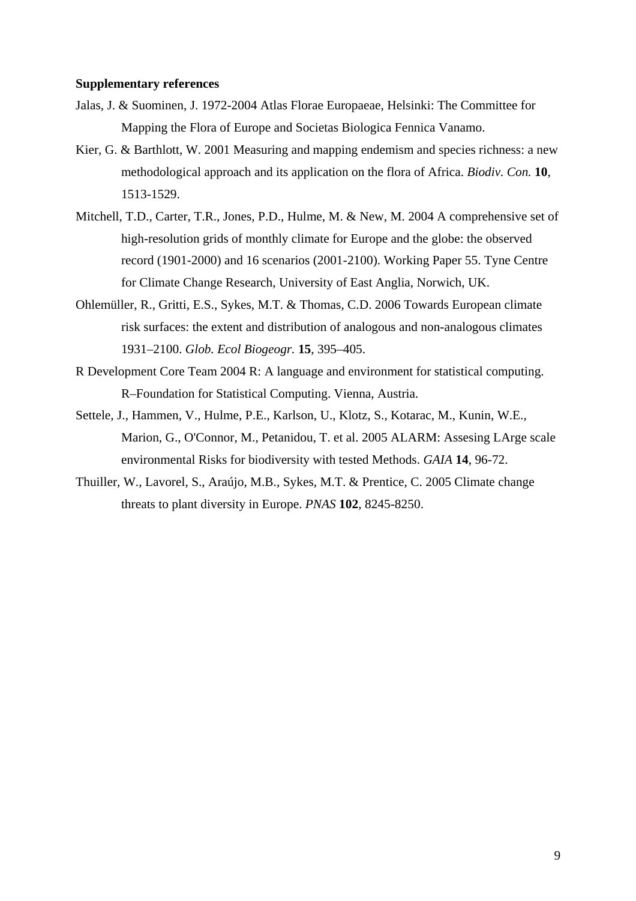**Supplementary references**

Jalas, J. & Suominen, J. 1972-2004 Atlas Florae Europaeae, Helsinki: The Committee for Mapping the Flora of Europe and Societas Biologica Fennica Vanamo.

Kier, G. & Barthlott, W. 2001 Measuring and mapping endemism and species richness: a new methodological approach and its application on the flora of Africa. *Biodiv. Con.* **10**, 1513-1529.

Mitchell, T.D., Carter, T.R., Jones, P.D., Hulme, M. & New, M. 2004 A comprehensive set of high-resolution grids of monthly climate for Europe and the globe: the observed record (1901-2000) and 16 scenarios (2001-2100). Working Paper 55. Tyne Centre for Climate Change Research, University of East Anglia, Norwich, UK.

Ohlemüller, R., Gritti, E.S., Sykes, M.T. & Thomas, C.D. 2006 Towards European climate risk surfaces: the extent and distribution of analogous and non-analogous climates 1931–2100. *Glob. Ecol Biogeogr.* **15**, 395–405.

R Development Core Team 2004 R: A language and environment for statistical computing. R–Foundation for Statistical Computing. Vienna, Austria.

Settele, J., Hammen, V., Hulme, P.E., Karlson, U., Klotz, S., Kotarac, M., Kunin, W.E., Marion, G., O'Connor, M., Petanidou, T. et al. 2005 ALARM: Assesing LArge scale environmental Risks for biodiversity with tested Methods. *GAIA* **14**, 96-72.

Thuiller, W., Lavorel, S., Araújo, M.B., Sykes, M.T. & Prentice, C. 2005 Climate change threats to plant diversity in Europe. *PNAS* **102**, 8245-8250.